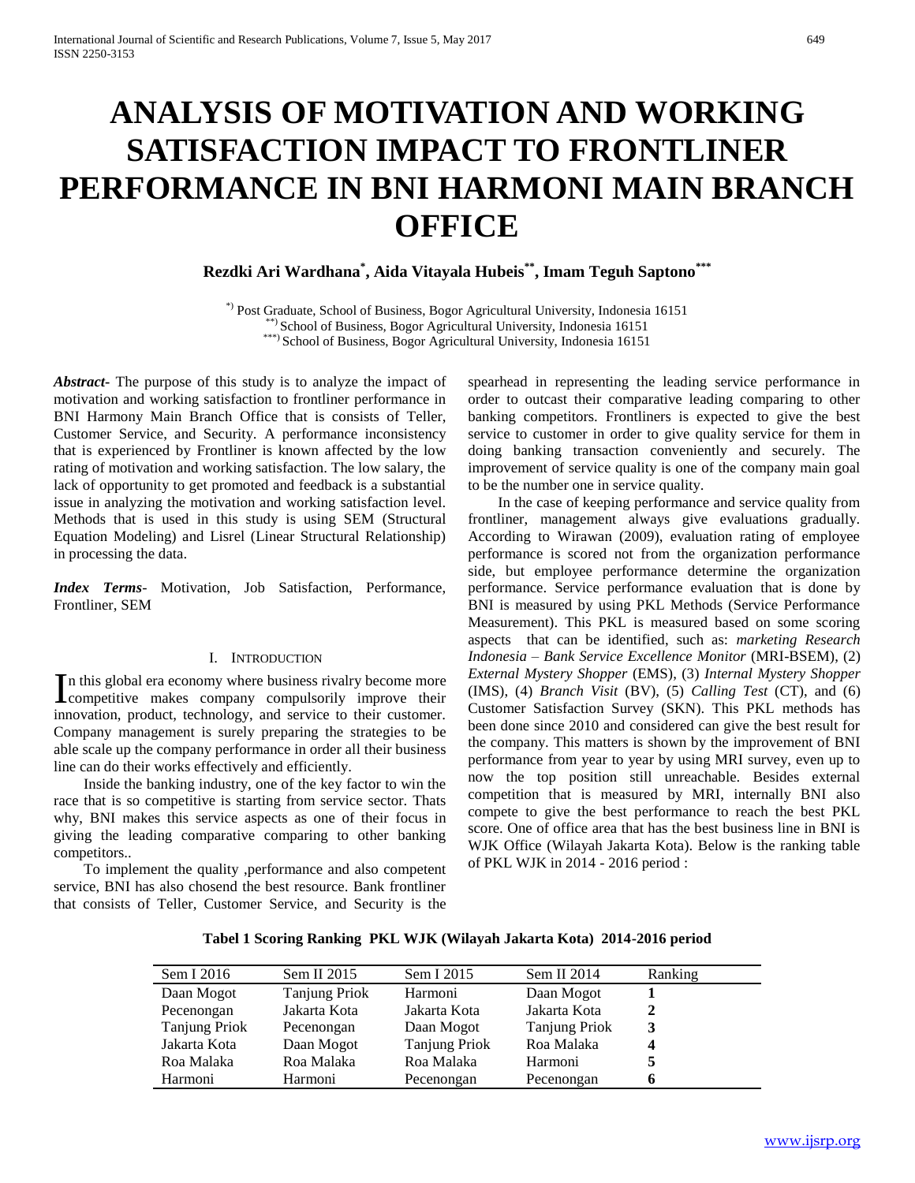# ANALYSIS OF MOTIVATION AND WORKING SATISFACTION IMPACT TO FRONTLINER PERFORMANCE IN BNI HARMONI MAIN BRANCH OFFICE

**Rezdki Ari Wardhana[*], Aida Vitayala Hubeis[**], Imam Teguh Saptono[***]**

[*)] Post Graduate, School of Business, Bogor Agricultural University, Indonesia 16151
[**)] School of Business, Bogor Agricultural University, Indonesia 16151
[***)] School of Business, Bogor Agricultural University, Indonesia 16151

***Abstract*-** The purpose of this study is to analyze the impact of motivation and working satisfaction to frontliner performance in BNI Harmony Main Branch Office that is consists of Teller, Customer Service, and Security. A performance inconsistency that is experienced by Frontliner is known affected by the low rating of motivation and working satisfaction. The low salary, the lack of opportunity to get promoted and feedback is a substantial issue in analyzing the motivation and working satisfaction level. Methods that is used in this study is using SEM (Structural Equation Modeling) and Lisrel (Linear Structural Relationship) in processing the data.

***Index Terms*-** Motivation, Job Satisfaction, Performance, Frontliner, SEM

## I. Introduction

In this global era economy where business rivalry become more competitive makes company compulsorily improve their innovation, product, technology, and service to their customer. Company management is surely preparing the strategies to be able scale up the company performance in order all their business line can do their works effectively and efficiently.

Inside the banking industry, one of the key factor to win the race that is so competitive is starting from service sector. Thats why, BNI makes this service aspects as one of their focus in giving the leading comparative comparing to other banking competitors..

To implement the quality ,performance and also competent service, BNI has also chosend the best resource. Bank frontliner that consists of Teller, Customer Service, and Security is the spearhead in representing the leading service performance in order to outcast their comparative leading comparing to other banking competitors. Frontliners is expected to give the best service to customer in order to give quality service for them in doing banking transaction conveniently and securely. The improvement of service quality is one of the company main goal to be the number one in service quality.

In the case of keeping performance and service quality from frontliner, management always give evaluations gradually. According to Wirawan (2009), evaluation rating of employee performance is scored not from the organization performance side, but employee performance determine the organization performance. Service performance evaluation that is done by BNI is measured by using PKL Methods (Service Performance Measurement). This PKL is measured based on some scoring aspects that can be identified, such as: *marketing Research Indonesia – Bank Service Excellence Monitor* (MRI-BSEM), (2) *External Mystery Shopper* (EMS), (3) *Internal Mystery Shopper* (IMS), (4) *Branch Visit* (BV), (5) *Calling Test* (CT), and (6) Customer Satisfaction Survey (SKN). This PKL methods has been done since 2010 and considered can give the best result for the company. This matters is shown by the improvement of BNI performance from year to year by using MRI survey, even up to now the top position still unreachable. Besides external competition that is measured by MRI, internally BNI also compete to give the best performance to reach the best PKL score. One of office area that has the best business line in BNI is WJK Office (Wilayah Jakarta Kota). Below is the ranking table of PKL WJK in 2014 - 2016 period :

**Tabel 1 Scoring Ranking PKL WJK (Wilayah Jakarta Kota) 2014-2016 period**

| Sem I 2016 | Sem II 2015 | Sem I 2015 | Sem II 2014 | Ranking |
|---|---|---|---|---|
| Daan Mogot | Tanjung Priok | Harmoni | Daan Mogot | **1** |
| Pecenongan | Jakarta Kota | Jakarta Kota | Jakarta Kota | **2** |
| Tanjung Priok | Pecenongan | Daan Mogot | Tanjung Priok | **3** |
| Jakarta Kota | Daan Mogot | Tanjung Priok | Roa Malaka | **4** |
| Roa Malaka | Roa Malaka | Roa Malaka | Harmoni | **5** |
| Harmoni | Harmoni | Pecenongan | Pecenongan | **6** |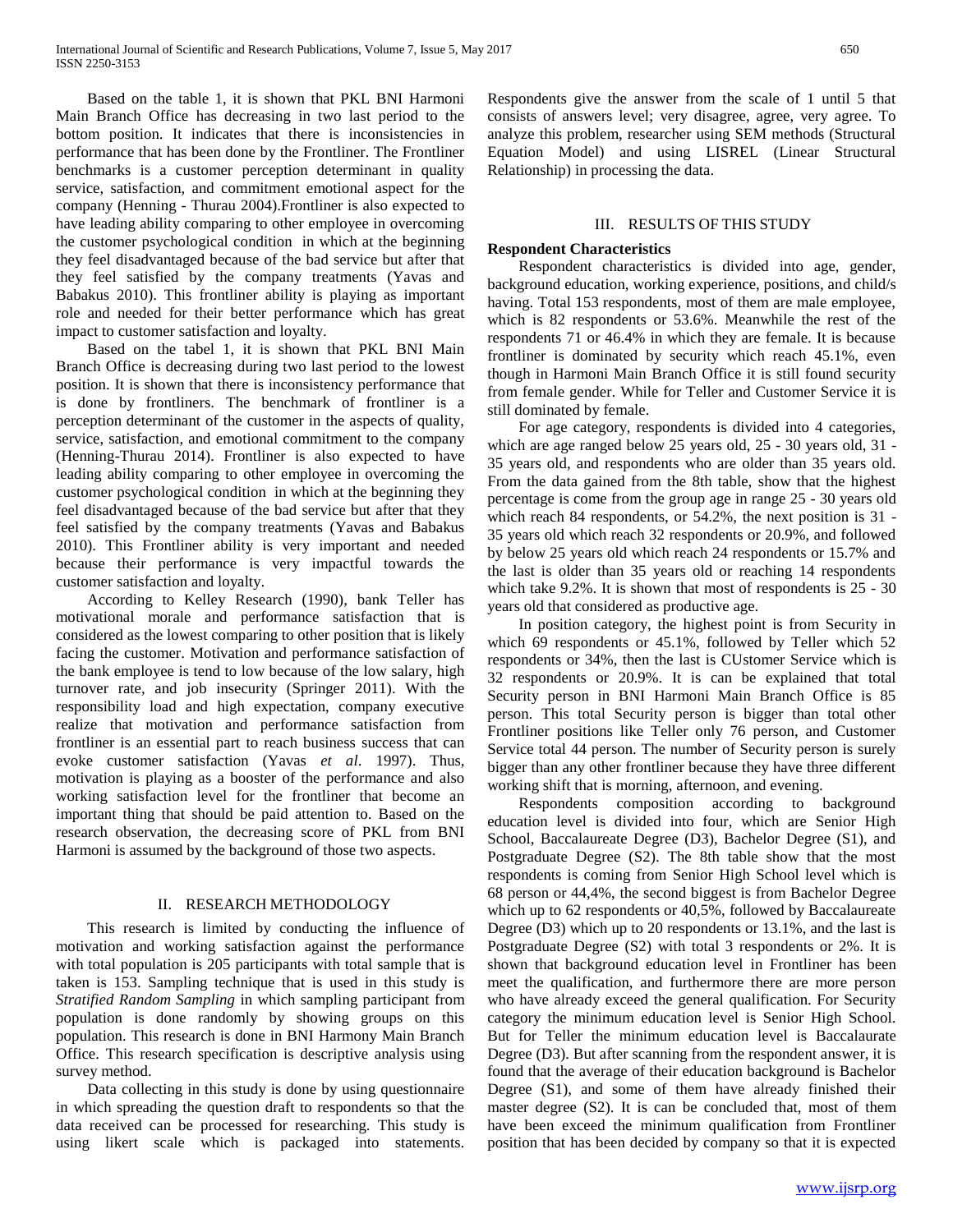Based on the table 1, it is shown that PKL BNI Harmoni Main Branch Office has decreasing in two last period to the bottom position. It indicates that there is inconsistencies in performance that has been done by the Frontliner. The Frontliner benchmarks is a customer perception determinant in quality service, satisfaction, and commitment emotional aspect for the company (Henning - Thurau 2004).Frontliner is also expected to have leading ability comparing to other employee in overcoming the customer psychological condition in which at the beginning they feel disadvantaged because of the bad service but after that they feel satisfied by the company treatments (Yavas and Babakus 2010). This frontliner ability is playing as important role and needed for their better performance which has great impact to customer satisfaction and loyalty.

Based on the tabel 1, it is shown that PKL BNI Main Branch Office is decreasing during two last period to the lowest position. It is shown that there is inconsistency performance that is done by frontliners. The benchmark of frontliner is a perception determinant of the customer in the aspects of quality, service, satisfaction, and emotional commitment to the company (Henning-Thurau 2014). Frontliner is also expected to have leading ability comparing to other employee in overcoming the customer psychological condition in which at the beginning they feel disadvantaged because of the bad service but after that they feel satisfied by the company treatments (Yavas and Babakus 2010). This Frontliner ability is very important and needed because their performance is very impactful towards the customer satisfaction and loyalty.

According to Kelley Research (1990), bank Teller has motivational morale and performance satisfaction that is considered as the lowest comparing to other position that is likely facing the customer. Motivation and performance satisfaction of the bank employee is tend to low because of the low salary, high turnover rate, and job insecurity (Springer 2011). With the responsibility load and high expectation, company executive realize that motivation and performance satisfaction from frontliner is an essential part to reach business success that can evoke customer satisfaction (Yavas *et al*. 1997). Thus, motivation is playing as a booster of the performance and also working satisfaction level for the frontliner that become an important thing that should be paid attention to. Based on the research observation, the decreasing score of PKL from BNI Harmoni is assumed by the background of those two aspects.

## II. RESEARCH METHODOLOGY

This research is limited by conducting the influence of motivation and working satisfaction against the performance with total population is 205 participants with total sample that is taken is 153. Sampling technique that is used in this study is *Stratified Random Sampling* in which sampling participant from population is done randomly by showing groups on this population. This research is done in BNI Harmony Main Branch Office. This research specification is descriptive analysis using survey method.

Data collecting in this study is done by using questionnaire in which spreading the question draft to respondents so that the data received can be processed for researching. This study is using likert scale which is packaged into statements. Respondents give the answer from the scale of 1 until 5 that consists of answers level; very disagree, agree, very agree. To analyze this problem, researcher using SEM methods (Structural Equation Model) and using LISREL (Linear Structural Relationship) in processing the data.

## III. RESULTS OF THIS STUDY

**Respondent Characteristics**

Respondent characteristics is divided into age, gender, background education, working experience, positions, and child/s having. Total 153 respondents, most of them are male employee, which is 82 respondents or 53.6%. Meanwhile the rest of the respondents 71 or 46.4% in which they are female. It is because frontliner is dominated by security which reach 45.1%, even though in Harmoni Main Branch Office it is still found security from female gender. While for Teller and Customer Service it is still dominated by female.

For age category, respondents is divided into 4 categories, which are age ranged below 25 years old, 25 - 30 years old, 31 - 35 years old, and respondents who are older than 35 years old. From the data gained from the 8th table, show that the highest percentage is come from the group age in range 25 - 30 years old which reach 84 respondents, or 54.2%, the next position is 31 - 35 years old which reach 32 respondents or 20.9%, and followed by below 25 years old which reach 24 respondents or 15.7% and the last is older than 35 years old or reaching 14 respondents which take 9.2%. It is shown that most of respondents is 25 - 30 years old that considered as productive age.

In position category, the highest point is from Security in which 69 respondents or 45.1%, followed by Teller which 52 respondents or 34%, then the last is CUstomer Service which is 32 respondents or 20.9%. It is can be explained that total Security person in BNI Harmoni Main Branch Office is 85 person. This total Security person is bigger than total other Frontliner positions like Teller only 76 person, and Customer Service total 44 person. The number of Security person is surely bigger than any other frontliner because they have three different working shift that is morning, afternoon, and evening.

Respondents composition according to background education level is divided into four, which are Senior High School, Baccalaureate Degree (D3), Bachelor Degree (S1), and Postgraduate Degree (S2). The 8th table show that the most respondents is coming from Senior High School level which is 68 person or 44,4%, the second biggest is from Bachelor Degree which up to 62 respondents or 40,5%, followed by Baccalaureate Degree (D3) which up to 20 respondents or 13.1%, and the last is Postgraduate Degree (S2) with total 3 respondents or 2%. It is shown that background education level in Frontliner has been meet the qualification, and furthermore there are more person who have already exceed the general qualification. For Security category the minimum education level is Senior High School. But for Teller the minimum education level is Baccalaurate Degree (D3). But after scanning from the respondent answer, it is found that the average of their education background is Bachelor Degree (S1), and some of them have already finished their master degree (S2). It is can be concluded that, most of them have been exceed the minimum qualification from Frontliner position that has been decided by company so that it is expected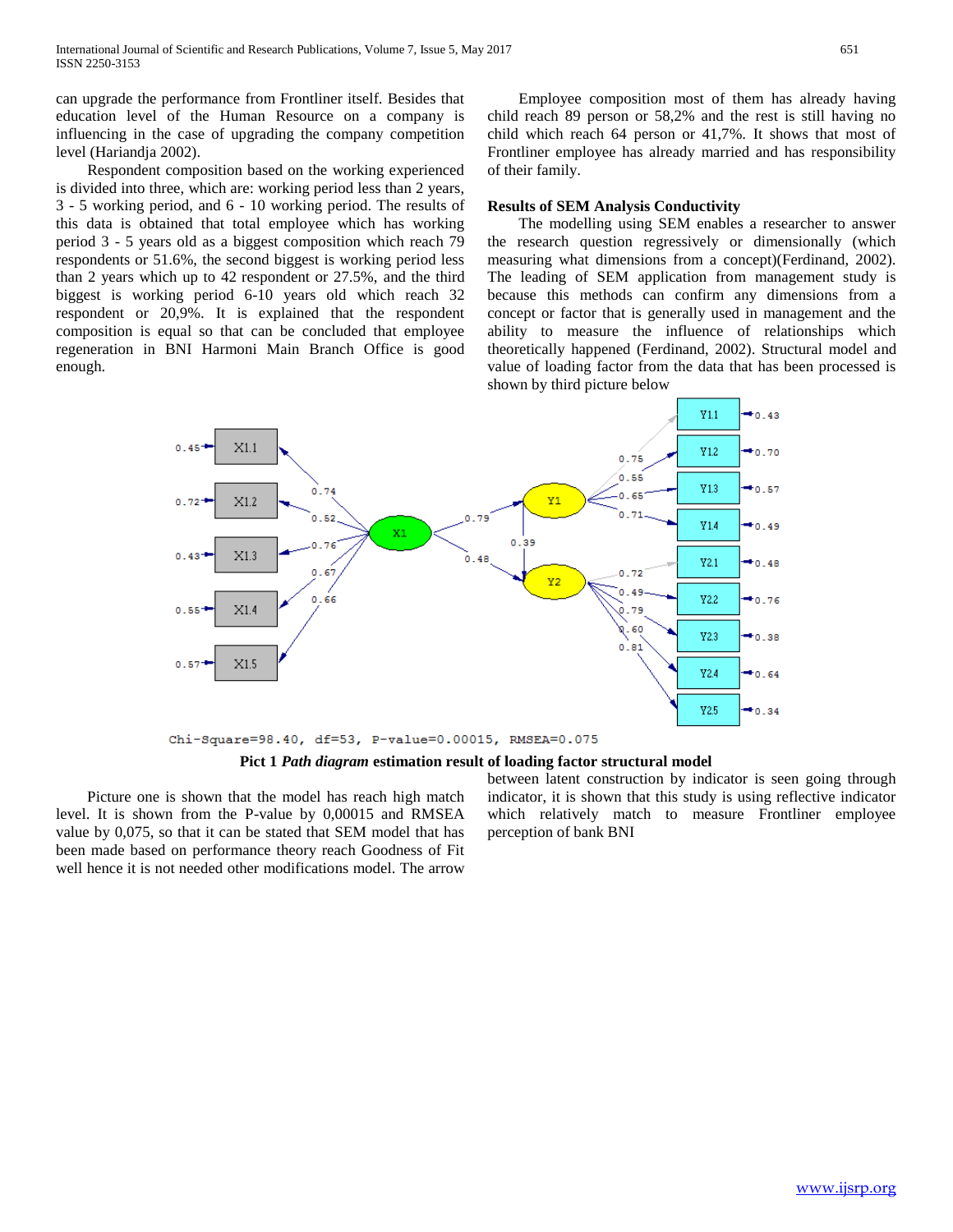can upgrade the performance from Frontliner itself. Besides that education level of the Human Resource on a company is influencing in the case of upgrading the company competition level (Hariandja 2002).

Respondent composition based on the working experienced is divided into three, which are: working period less than 2 years, 3 - 5 working period, and 6 - 10 working period. The results of this data is obtained that total employee which has working period 3 - 5 years old as a biggest composition which reach 79 respondents or 51.6%, the second biggest is working period less than 2 years which up to 42 respondent or 27.5%, and the third biggest is working period 6-10 years old which reach 32 respondent or 20,9%. It is explained that the respondent composition is equal so that can be concluded that employee regeneration in BNI Harmoni Main Branch Office is good enough.

Employee composition most of them has already having child reach 89 person or 58,2% and the rest is still having no child which reach 64 person or 41,7%. It shows that most of Frontliner employee has already married and has responsibility of their family.

### Results of SEM Analysis Conductivity

The modelling using SEM enables a researcher to answer the research question regressively or dimensionally (which measuring what dimensions from a concept)(Ferdinand, 2002). The leading of SEM application from management study is because this methods can confirm any dimensions from a concept or factor that is generally used in management and the ability to measure the influence of relationships which theoretically happened (Ferdinand, 2002). Structural model and value of loading factor from the data that has been processed is shown by third picture below

Chi-Square=98.40, df=53, P-value=0.00015, RMSEA=0.075

**Pict 1 *Path diagram* estimation result of loading factor structural model**

Picture one is shown that the model has reach high match level. It is shown from the P-value by 0,00015 and RMSEA value by 0,075, so that it can be stated that SEM model that has been made based on performance theory reach Goodness of Fit well hence it is not needed other modifications model. The arrow between latent construction by indicator is seen going through indicator, it is shown that this study is using reflective indicator which relatively match to measure Frontliner employee perception of bank BNI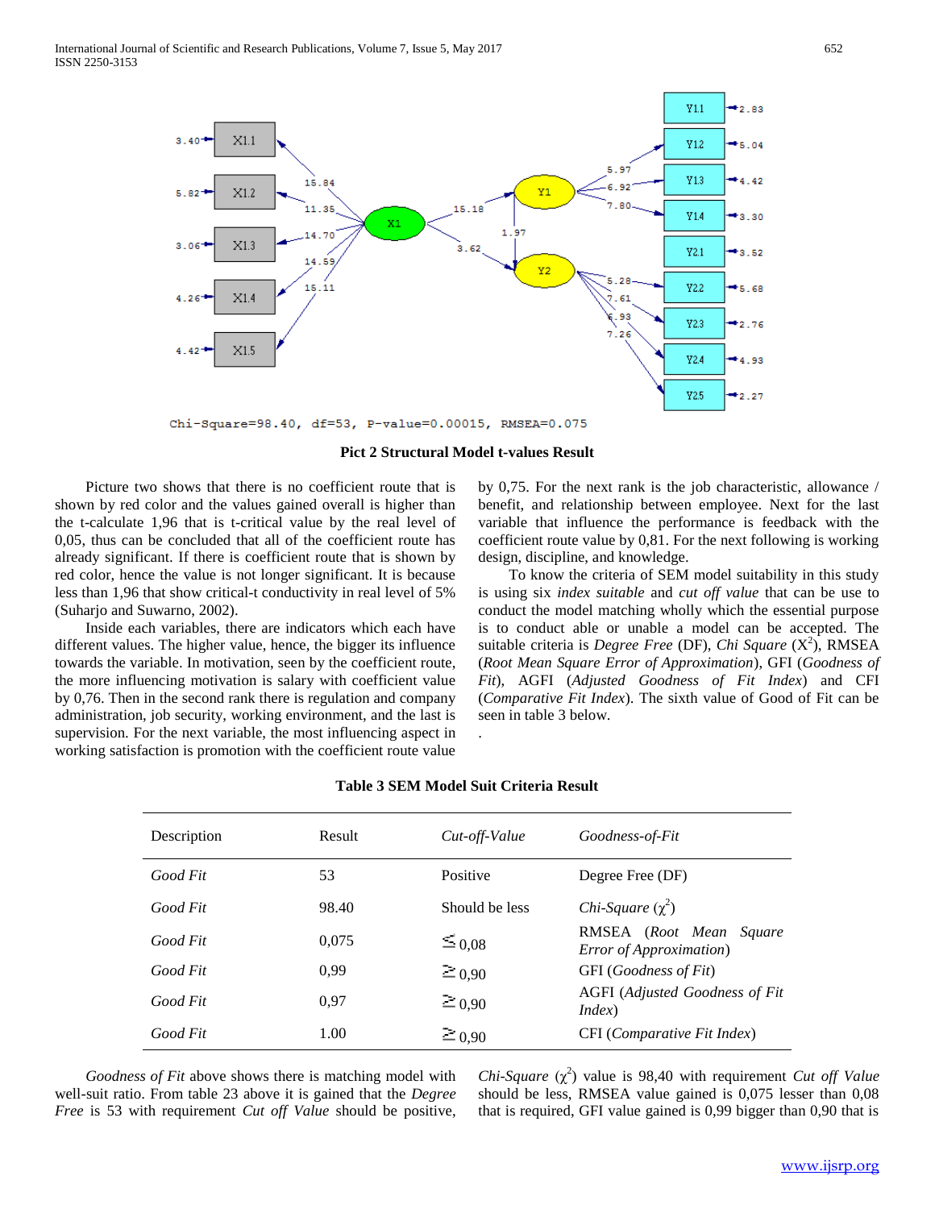Chi-Square=98.40, df=53, P-value=0.00015, RMSEA=0.075

**Pict 2 Structural Model t-values Result**

Picture two shows that there is no coefficient route that is shown by red color and the values gained overall is higher than the t-calculate 1,96 that is t-critical value by the real level of 0,05, thus can be concluded that all of the coefficient route has already significant. If there is coefficient route that is shown by red color, hence the value is not longer significant. It is because less than 1,96 that show critical-t conductivity in real level of 5% (Suharjo and Suwarno, 2002).

Inside each variables, there are indicators which each have different values. The higher value, hence, the bigger its influence towards the variable. In motivation, seen by the coefficient route, the more influencing motivation is salary with coefficient value by 0,76. Then in the second rank there is regulation and company administration, job security, working environment, and the last is supervision. For the next variable, the most influencing aspect in working satisfaction is promotion with the coefficient route value by 0,75. For the next rank is the job characteristic, allowance / benefit, and relationship between employee. Next for the last variable that influence the performance is feedback with the coefficient route value by 0,81. For the next following is working design, discipline, and knowledge.

To know the criteria of SEM model suitability in this study is using six *index suitable* and *cut off value* that can be use to conduct the model matching wholly which the essential purpose is to conduct able or unable a model can be accepted. The suitable criteria is *Degree Free* (DF), *Chi Square* ($X^2$), RMSEA (*Root Mean Square Error of Approximation*), GFI (*Goodness of Fit*), AGFI (*Adjusted Goodness of Fit Index*) and CFI (*Comparative Fit Index*). The sixth value of Good of Fit can be seen in table 3 below.

.

**Table 3 SEM Model Suit Criteria Result**

| Description | Result | *Cut-off-Value* | *Goodness-of-Fit* |
|---|---|---|---|
| *Good Fit* | 53 | Positive | Degree Free (DF) |
| *Good Fit* | 98.40 | Should be less | *Chi-Square* ($\chi^2$) |
| *Good Fit* | 0,075 | $\leq$ 0,08 | RMSEA (*Root Mean Square Error of Approximation*) |
| *Good Fit* | 0,99 | $\geq$ 0,90 | GFI (*Goodness of Fit*) |
| *Good Fit* | 0,97 | $\geq$ 0,90 | AGFI (*Adjusted Goodness of Fit Index*) |
| *Good Fit* | 1.00 | $\geq$ 0,90 | CFI (*Comparative Fit Index*) |

*Goodness of Fit* above shows there is matching model with well-suit ratio. From table 23 above it is gained that the *Degree Free* is 53 with requirement *Cut off Value* should be positive, *Chi-Square* ($\chi^2$) value is 98,40 with requirement *Cut off Value* should be less, RMSEA value gained is 0,075 lesser than 0,08 that is required, GFI value gained is 0,99 bigger than 0,90 that is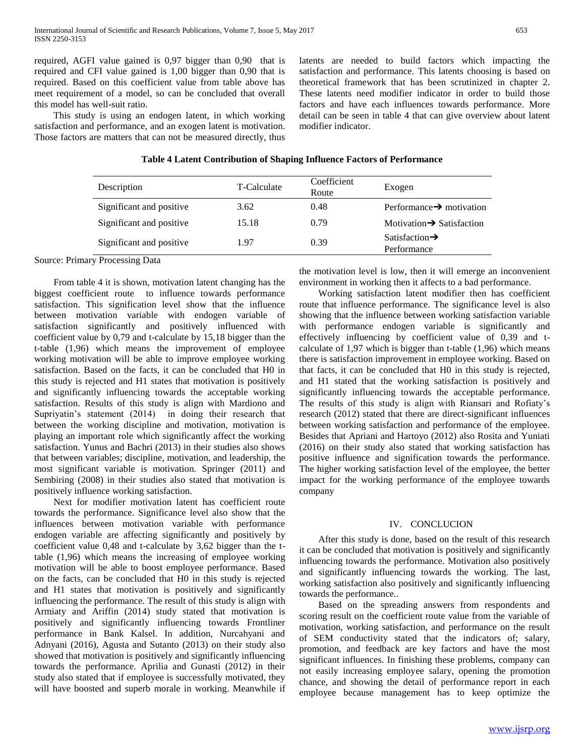required, AGFI value gained is 0,97 bigger than 0,90 that is required and CFI value gained is 1,00 bigger than 0,90 that is required. Based on this coefficient value from table above has meet requirement of a model, so can be concluded that overall this model has well-suit ratio.

This study is using an endogen latent, in which working satisfaction and performance, and an exogen latent is motivation. Those factors are matters that can not be measured directly, thus latents are needed to build factors which impacting the satisfaction and performance. This latents choosing is based on theoretical framework that has been scrutinized in chapter 2. These latents need modifier indicator in order to build those factors and have each influences towards performance. More detail can be seen in table 4 that can give overview about latent modifier indicator.

**Table 4 Latent Contribution of Shaping Influence Factors of Performance**

| Description | T-Calculate | Coefficient Route | Exogen |
|---|---|---|---|
| Significant and positive | 3.62 | 0.48 | Performance→ motivation |
| Significant and positive | 15.18 | 0.79 | Motivation→ Satisfaction |
| Significant and positive | 1.97 | 0.39 | Satisfaction→ Performance |

Source: Primary Processing Data

From table 4 it is shown, motivation latent changing has the biggest coefficient route to influence towards performance satisfaction. This signification level show that the influence between motivation variable with endogen variable of satisfaction significantly and positively influenced with coefficient value by 0,79 and t-calculate by 15,18 bigger than the t-table (1,96) which means the improvement of employee working motivation will be able to improve employee working satisfaction. Based on the facts, it can be concluded that H0 in this study is rejected and H1 states that motivation is positively and significantly influencing towards the acceptable working satisfaction. Results of this study is align with Mardiono and Supriyatin's statement (2014) in doing their research that between the working discipline and motivation, motivation is playing an important role which significantly affect the working satisfaction. Yunus and Bachri (2013) in their studies also shows that between variables; discipline, motivation, and leadership, the most significant variable is motivation. Springer (2011) and Sembiring (2008) in their studies also stated that motivation is positively influence working satisfaction.

Next for modifier motivation latent has coefficient route towards the performance. Significance level also show that the influences between motivation variable with performance endogen variable are affecting significantly and positively by coefficient value 0,48 and t-calculate by 3,62 bigger than the t-table (1,96) which means the increasing of employee working motivation will be able to boost employee performance. Based on the facts, can be concluded that H0 in this study is rejected and H1 states that motivation is positively and significantly influencing the performance. The result of this study is align with Armiaty and Ariffin (2014) study stated that motivation is positively and significantly influencing towards Frontliner performance in Bank Kalsel. In addition, Nurcahyani and Adnyani (2016), Agusta and Sutanto (2013) on their study also showed that motivation is positively and significantly influencing towards the performance. Aprilia and Gunasti (2012) in their study also stated that if employee is successfully motivated, they will have boosted and superb morale in working. Meanwhile if the motivation level is low, then it will emerge an inconvenient environment in working then it affects to a bad performance.

Working satisfaction latent modifier then has coefficient route that influence performance. The significance level is also showing that the influence between working satisfaction variable with performance endogen variable is significantly and effectively influencing by coefficient value of 0,39 and t-calculate of 1,97 which is bigger than t-table (1,96) which means there is satisfaction improvement in employee working. Based on that facts, it can be concluded that H0 in this study is rejected, and H1 stated that the working satisfaction is positively and significantly influencing towards the acceptable performance. The results of this study is align with Riansari and Rofiaty's research (2012) stated that there are direct-significant influences between working satisfaction and performance of the employee. Besides that Apriani and Hartoyo (2012) also Rosita and Yuniati (2016) on their study also stated that working satisfaction has positive influence and signification towards the performance. The higher working satisfaction level of the employee, the better impact for the working performance of the employee towards company

## IV. CONCLUCION

After this study is done, based on the result of this research it can be concluded that motivation is positively and significantly influencing towards the performance. Motivation also positively and significantly influencing towards the working. The last, working satisfaction also positively and significantly influencing towards the performance..

Based on the spreading answers from respondents and scoring result on the coefficient route value from the variable of motivation, working satisfaction, and performance on the result of SEM conductivity stated that the indicators of; salary, promotion, and feedback are key factors and have the most significant influences. In finishing these problems, company can not easily increasing employee salary, opening the promotion chance, and showing the detail of performance report in each employee because management has to keep optimize the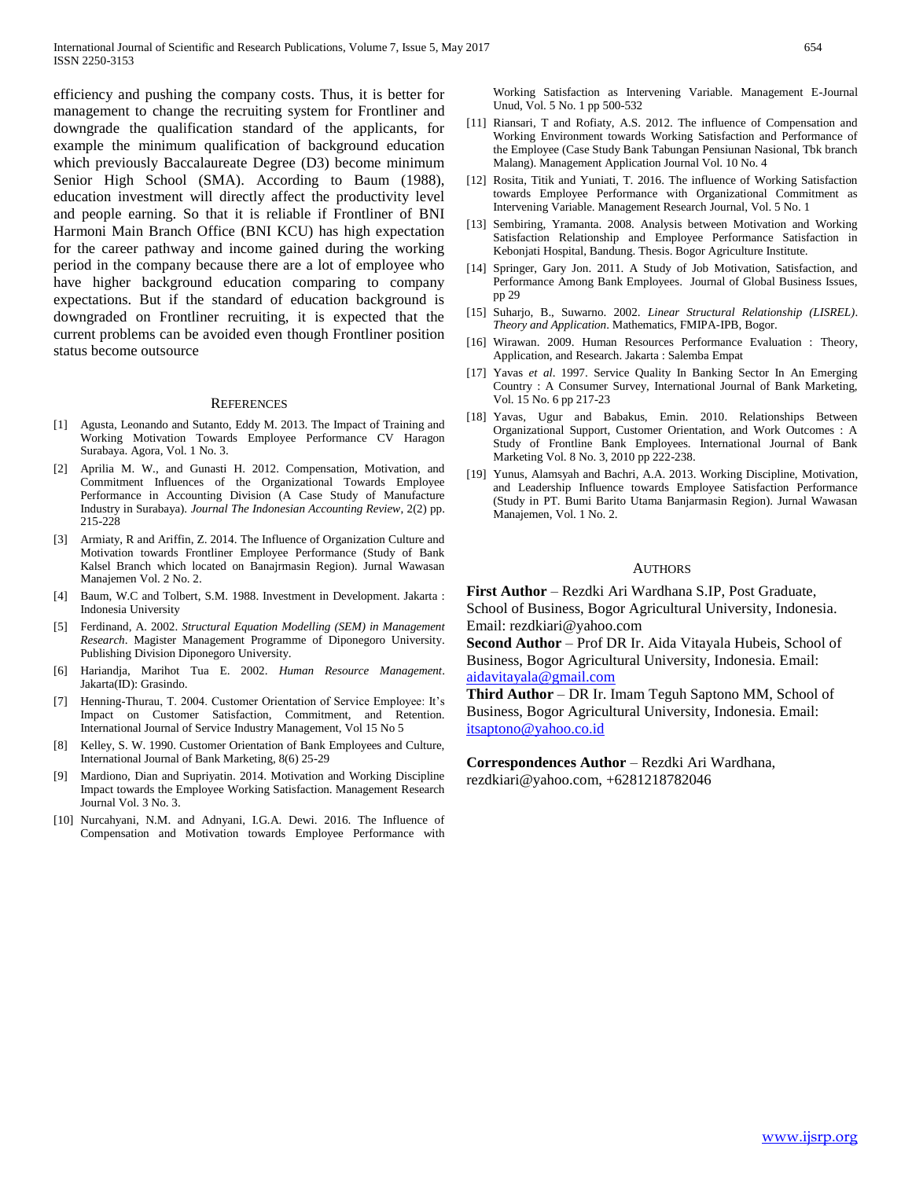efficiency and pushing the company costs. Thus, it is better for management to change the recruiting system for Frontliner and downgrade the qualification standard of the applicants, for example the minimum qualification of background education which previously Baccalaureate Degree (D3) become minimum Senior High School (SMA). According to Baum (1988), education investment will directly affect the productivity level and people earning. So that it is reliable if Frontliner of BNI Harmoni Main Branch Office (BNI KCU) has high expectation for the career pathway and income gained during the working period in the company because there are a lot of employee who have higher background education comparing to company expectations. But if the standard of education background is downgraded on Frontliner recruiting, it is expected that the current problems can be avoided even though Frontliner position status become outsource

## REFERENCES

[1] Agusta, Leonando and Sutanto, Eddy M. 2013. The Impact of Training and Working Motivation Towards Employee Performance CV Haragon Surabaya. Agora, Vol. 1 No. 3.

[2] Aprilia M. W., and Gunasti H. 2012. Compensation, Motivation, and Commitment Influences of the Organizational Towards Employee Performance in Accounting Division (A Case Study of Manufacture Industry in Surabaya). *Journal The Indonesian Accounting Review*, 2(2) pp. 215-228

[3] Armiaty, R and Ariffin, Z. 2014. The Influence of Organization Culture and Motivation towards Frontliner Employee Performance (Study of Bank Kalsel Branch which located on Banajrmasin Region). Jurnal Wawasan Manajemen Vol. 2 No. 2.

[4] Baum, W.C and Tolbert, S.M. 1988. Investment in Development. Jakarta : Indonesia University

[5] Ferdinand, A. 2002. *Structural Equation Modelling (SEM) in Management Research*. Magister Management Programme of Diponegoro University. Publishing Division Diponegoro University.

[6] Hariandja, Marihot Tua E. 2002. *Human Resource Management*. Jakarta(ID): Grasindo.

[7] Henning-Thurau, T. 2004. Customer Orientation of Service Employee: It's Impact on Customer Satisfaction, Commitment, and Retention. International Journal of Service Industry Management, Vol 15 No 5

[8] Kelley, S. W. 1990. Customer Orientation of Bank Employees and Culture, International Journal of Bank Marketing, 8(6) 25-29

[9] Mardiono, Dian and Supriyatin. 2014. Motivation and Working Discipline Impact towards the Employee Working Satisfaction. Management Research Journal Vol. 3 No. 3.

[10] Nurcahyani, N.M. and Adnyani, I.G.A. Dewi. 2016. The Influence of Compensation and Motivation towards Employee Performance with Working Satisfaction as Intervening Variable. Management E-Journal Unud, Vol. 5 No. 1 pp 500-532

[11] Riansari, T and Rofiaty, A.S. 2012. The influence of Compensation and Working Environment towards Working Satisfaction and Performance of the Employee (Case Study Bank Tabungan Pensiunan Nasional, Tbk branch Malang). Management Application Journal Vol. 10 No. 4

[12] Rosita, Titik and Yuniati, T. 2016. The influence of Working Satisfaction towards Employee Performance with Organizational Commitment as Intervening Variable. Management Research Journal, Vol. 5 No. 1

[13] Sembiring, Yramanta. 2008. Analysis between Motivation and Working Satisfaction Relationship and Employee Performance Satisfaction in Kebonjati Hospital, Bandung. Thesis. Bogor Agriculture Institute.

[14] Springer, Gary Jon. 2011. A Study of Job Motivation, Satisfaction, and Performance Among Bank Employees. Journal of Global Business Issues, pp 29

[15] Suharjo, B., Suwarno. 2002. *Linear Structural Relationship (LISREL)*. *Theory and Application*. Mathematics, FMIPA-IPB, Bogor.

[16] Wirawan. 2009. Human Resources Performance Evaluation : Theory, Application, and Research. Jakarta : Salemba Empat

[17] Yavas *et al*. 1997. Service Quality In Banking Sector In An Emerging Country : A Consumer Survey, International Journal of Bank Marketing, Vol. 15 No. 6 pp 217-23

[18] Yavas, Ugur and Babakus, Emin. 2010. Relationships Between Organizational Support, Customer Orientation, and Work Outcomes : A Study of Frontline Bank Employees. International Journal of Bank Marketing Vol. 8 No. 3, 2010 pp 222-238.

[19] Yunus, Alamsyah and Bachri, A.A. 2013. Working Discipline, Motivation, and Leadership Influence towards Employee Satisfaction Performance (Study in PT. Bumi Barito Utama Banjarmasin Region). Jurnal Wawasan Manajemen, Vol. 1 No. 2.

## AUTHORS

**First Author** – Rezdki Ari Wardhana S.IP, Post Graduate, School of Business, Bogor Agricultural University, Indonesia. Email: rezdkiari@yahoo.com

**Second Author** – Prof DR Ir. Aida Vitayala Hubeis, School of Business, Bogor Agricultural University, Indonesia. Email: aidavitayala@gmail.com

**Third Author** – DR Ir. Imam Teguh Saptono MM, School of Business, Bogor Agricultural University, Indonesia. Email: itsaptono@yahoo.co.id

**Correspondences Author** – Rezdki Ari Wardhana, rezdkiari@yahoo.com, +6281218782046